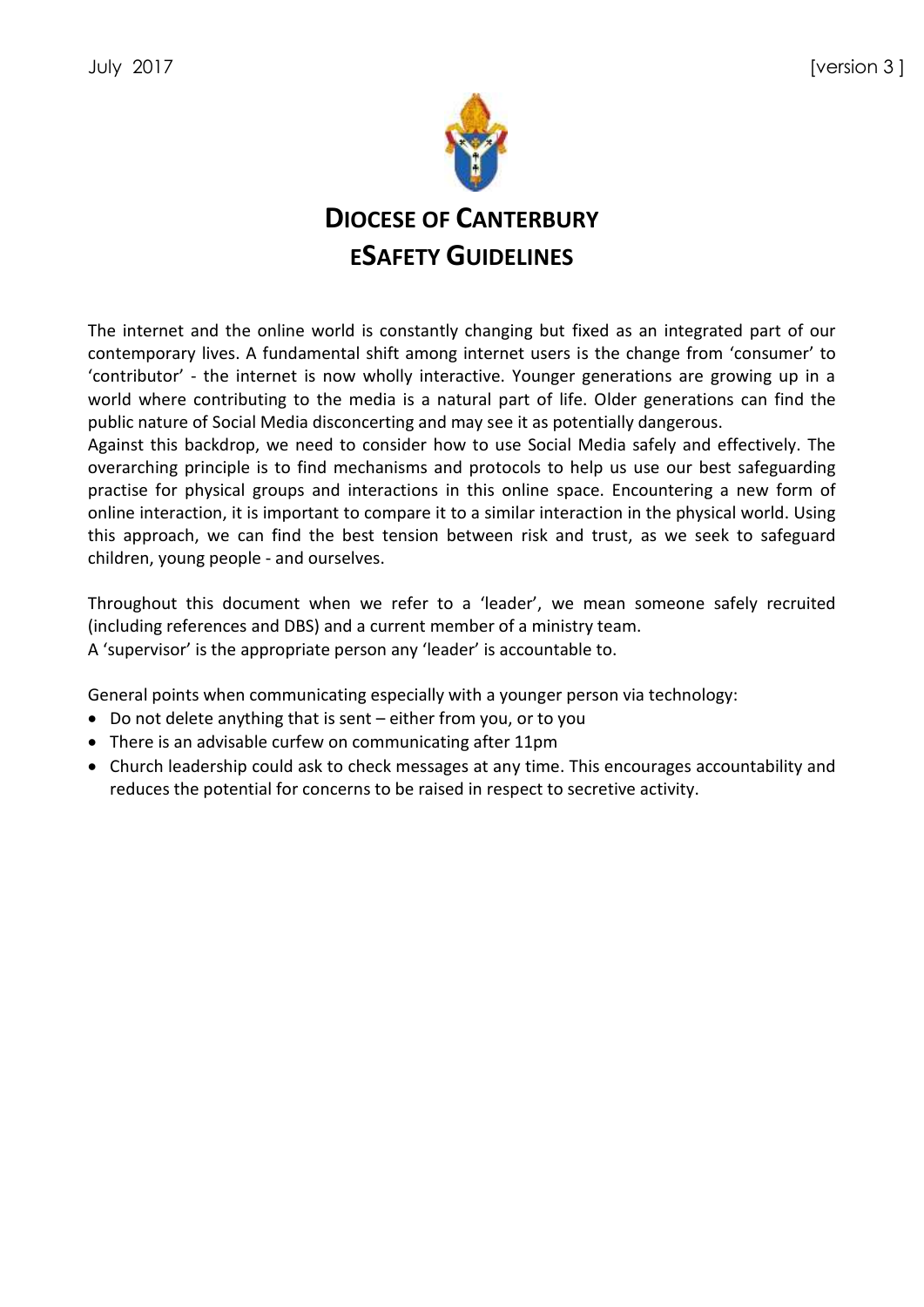July 2017 [version 3 ]

# DIOCESE OF CANTERBURY
# ESAFETY GUIDELINES

The internet and the online world is constantly changing but fixed as an integrated part of our contemporary lives. A fundamental shift among internet users is the change from 'consumer' to 'contributor' - the internet is now wholly interactive. Younger generations are growing up in a world where contributing to the media is a natural part of life. Older generations can find the public nature of Social Media disconcerting and may see it as potentially dangerous.
Against this backdrop, we need to consider how to use Social Media safely and effectively. The overarching principle is to find mechanisms and protocols to help us use our best safeguarding practise for physical groups and interactions in this online space. Encountering a new form of online interaction, it is important to compare it to a similar interaction in the physical world. Using this approach, we can find the best tension between risk and trust, as we seek to safeguard children, young people - and ourselves.

Throughout this document when we refer to a 'leader', we mean someone safely recruited (including references and DBS) and a current member of a ministry team.
A 'supervisor' is the appropriate person any 'leader' is accountable to.

General points when communicating especially with a younger person via technology:

- Do not delete anything that is sent – either from you, or to you
- There is an advisable curfew on communicating after 11pm
- Church leadership could ask to check messages at any time. This encourages accountability and reduces the potential for concerns to be raised in respect to secretive activity.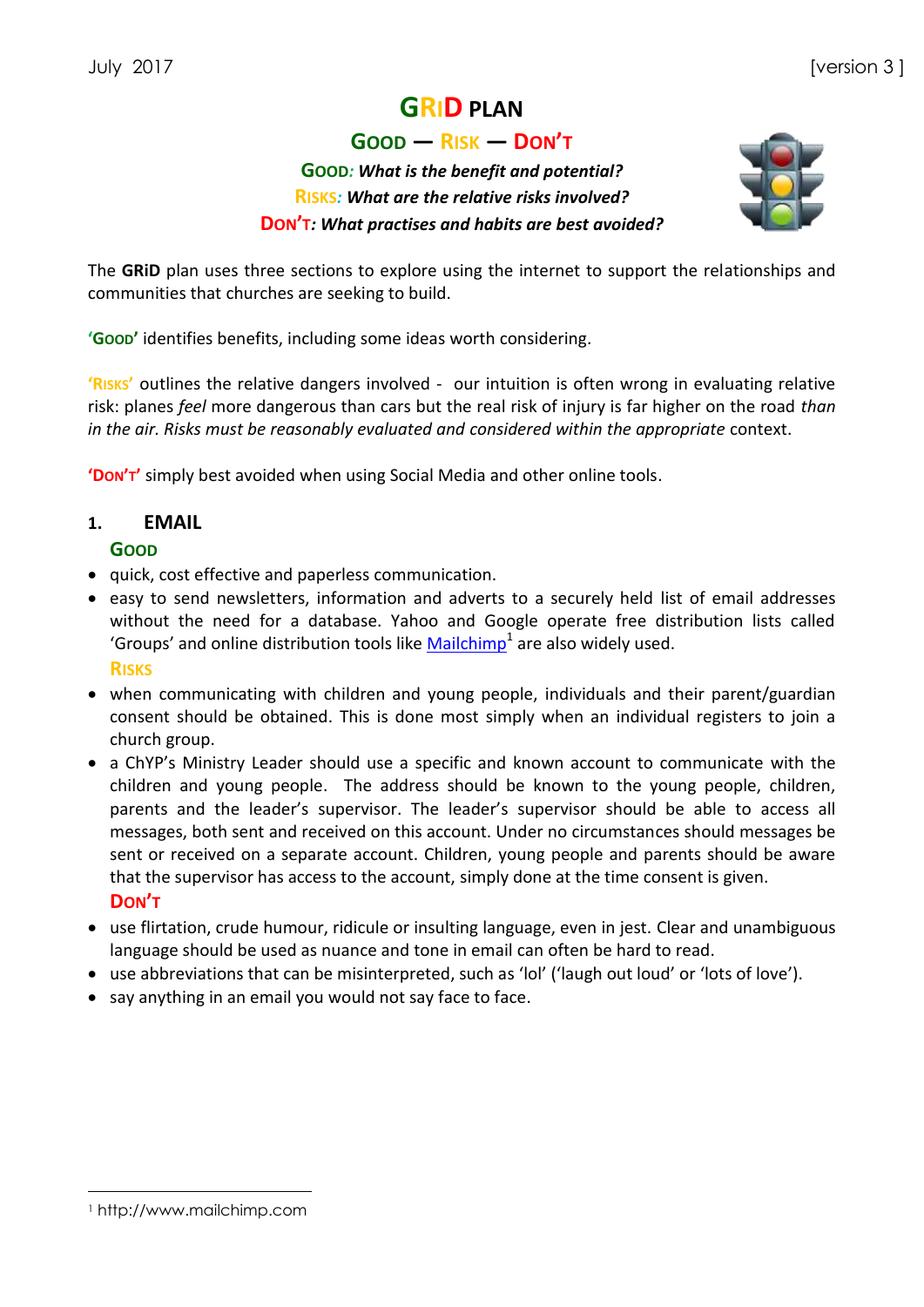July 2017 [version 3 ]

# GRiD PLAN

## GOOD — RISK — DON'T

**GOOD: *What is the benefit and potential?***

**RISKS: *What are the relative risks involved?***

**DON'T: *What practises and habits are best avoided?***

The **GRiD** plan uses three sections to explore using the internet to support the relationships and communities that churches are seeking to build.

**'GOOD'** identifies benefits, including some ideas worth considering.

**'RISKS'** outlines the relative dangers involved - our intuition is often wrong in evaluating relative risk: planes *feel* more dangerous than cars but the real risk of injury is far higher on the road *than in the air. Risks must be reasonably evaluated and considered within the appropriate* context.

**'DON'T'** simply best avoided when using Social Media and other online tools.

## 1. EMAIL

### GOOD

- quick, cost effective and paperless communication.
- easy to send newsletters, information and adverts to a securely held list of email addresses without the need for a database. Yahoo and Google operate free distribution lists called 'Groups' and online distribution tools like Mailchimp[1] are also widely used.

### RISKS

- when communicating with children and young people, individuals and their parent/guardian consent should be obtained. This is done most simply when an individual registers to join a church group.
- a ChYP's Ministry Leader should use a specific and known account to communicate with the children and young people. The address should be known to the young people, children, parents and the leader's supervisor. The leader's supervisor should be able to access all messages, both sent and received on this account. Under no circumstances should messages be sent or received on a separate account. Children, young people and parents should be aware that the supervisor has access to the account, simply done at the time consent is given.

### DON'T

- use flirtation, crude humour, ridicule or insulting language, even in jest. Clear and unambiguous language should be used as nuance and tone in email can often be hard to read.
- use abbreviations that can be misinterpreted, such as 'lol' ('laugh out loud' or 'lots of love').
- say anything in an email you would not say face to face.

---

[1] http://www.mailchimp.com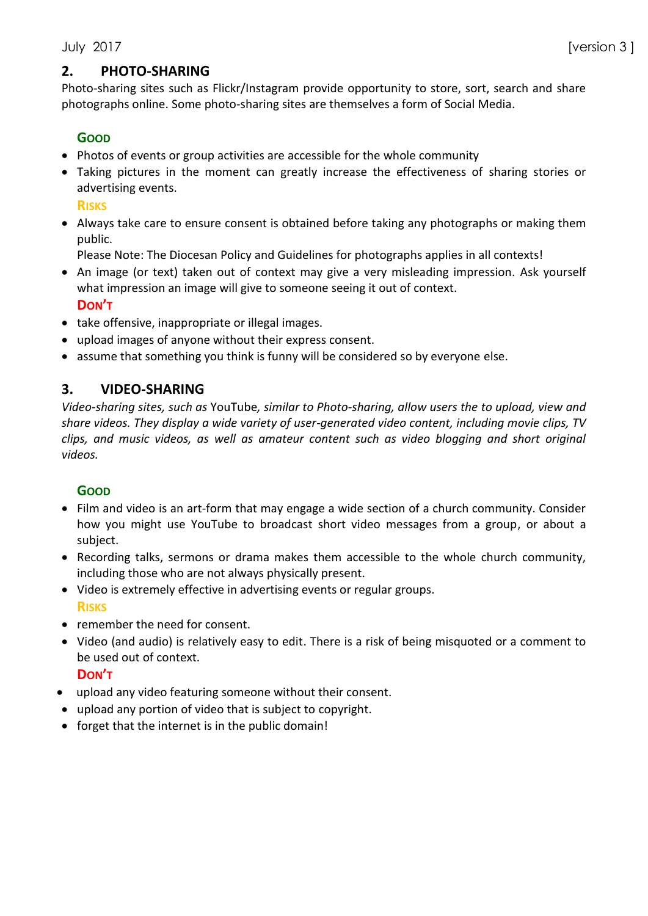## 2. PHOTO-SHARING

Photo-sharing sites such as Flickr/Instagram provide opportunity to store, sort, search and share photographs online. Some photo-sharing sites are themselves a form of Social Media.

### GOOD

- Photos of events or group activities are accessible for the whole community
- Taking pictures in the moment can greatly increase the effectiveness of sharing stories or advertising events.

### RISKS

- Always take care to ensure consent is obtained before taking any photographs or making them public.
  Please Note: The Diocesan Policy and Guidelines for photographs applies in all contexts!
- An image (or text) taken out of context may give a very misleading impression. Ask yourself what impression an image will give to someone seeing it out of context.

### DON'T

- take offensive, inappropriate or illegal images.
- upload images of anyone without their express consent.
- assume that something you think is funny will be considered so by everyone else.

## 3. VIDEO-SHARING

*Video-sharing sites, such as* YouTube*, similar to Photo-sharing, allow users the to upload, view and share videos. They display a wide variety of user-generated video content, including movie clips, TV clips, and music videos, as well as amateur content such as video blogging and short original videos.*

### GOOD

- Film and video is an art-form that may engage a wide section of a church community. Consider how you might use YouTube to broadcast short video messages from a group, or about a subject.
- Recording talks, sermons or drama makes them accessible to the whole church community, including those who are not always physically present.
- Video is extremely effective in advertising events or regular groups.

### RISKS

- remember the need for consent.
- Video (and audio) is relatively easy to edit. There is a risk of being misquoted or a comment to be used out of context.

### DON'T

- upload any video featuring someone without their consent.
- upload any portion of video that is subject to copyright.
- forget that the internet is in the public domain!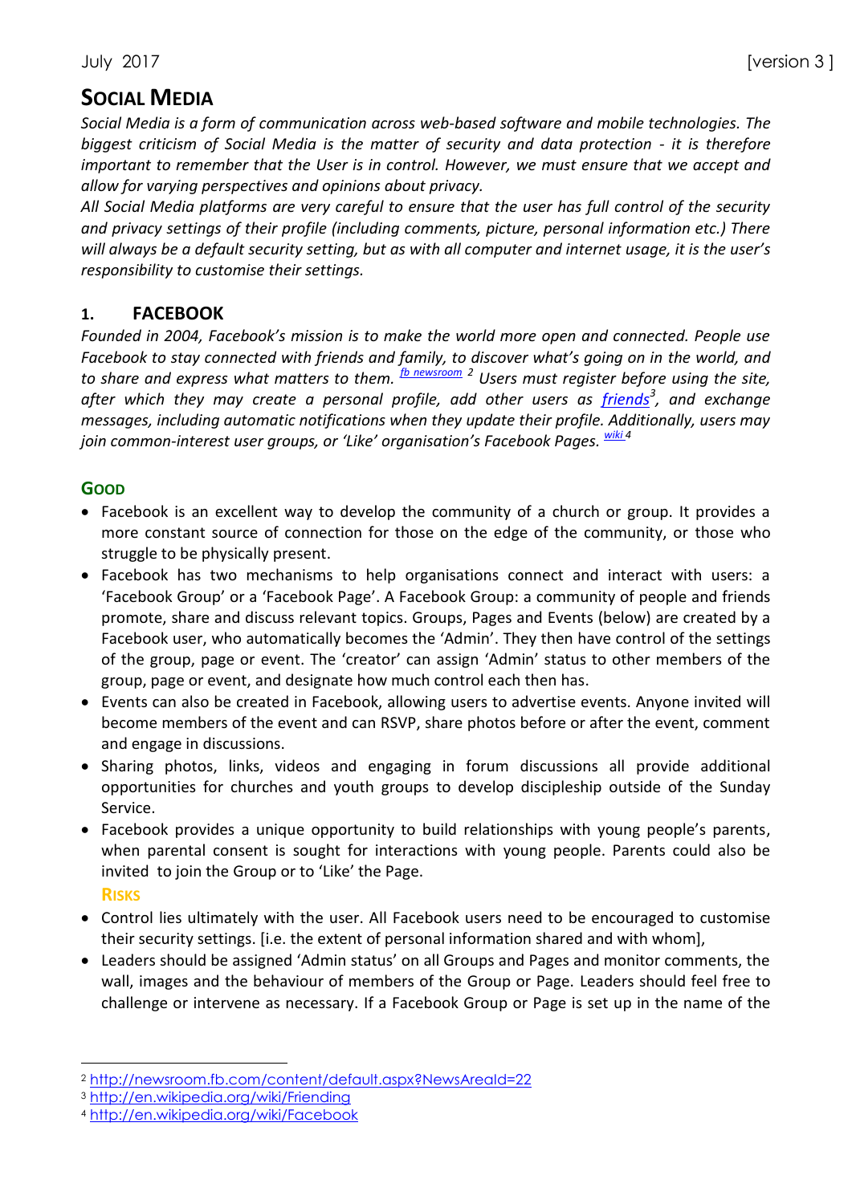# SOCIAL MEDIA

*Social Media is a form of communication across web-based software and mobile technologies. The biggest criticism of Social Media is the matter of security and data protection - it is therefore important to remember that the User is in control. However, we must ensure that we accept and allow for varying perspectives and opinions about privacy.*

*All Social Media platforms are very careful to ensure that the user has full control of the security and privacy settings of their profile (including comments, picture, personal information etc.) There will always be a default security setting, but as with all computer and internet usage, it is the user's responsibility to customise their settings.*

## 1. FACEBOOK

*Founded in 2004, Facebook's mission is to make the world more open and connected. People use Facebook to stay connected with friends and family, to discover what's going on in the world, and to share and express what matters to them.* *fb newsroom* [2] *Users must register before using the site, after which they may create a personal profile, add other users as friends*[3]*, and exchange messages, including automatic notifications when they update their profile. Additionally, users may join common-interest user groups, or 'Like' organisation's Facebook Pages.* *wiki* [4]

### GOOD

- Facebook is an excellent way to develop the community of a church or group. It provides a more constant source of connection for those on the edge of the community, or those who struggle to be physically present.
- Facebook has two mechanisms to help organisations connect and interact with users: a 'Facebook Group' or a 'Facebook Page'. A Facebook Group: a community of people and friends promote, share and discuss relevant topics. Groups, Pages and Events (below) are created by a Facebook user, who automatically becomes the 'Admin'. They then have control of the settings of the group, page or event. The 'creator' can assign 'Admin' status to other members of the group, page or event, and designate how much control each then has.
- Events can also be created in Facebook, allowing users to advertise events. Anyone invited will become members of the event and can RSVP, share photos before or after the event, comment and engage in discussions.
- Sharing photos, links, videos and engaging in forum discussions all provide additional opportunities for churches and youth groups to develop discipleship outside of the Sunday Service.
- Facebook provides a unique opportunity to build relationships with young people's parents, when parental consent is sought for interactions with young people. Parents could also be invited to join the Group or to 'Like' the Page.

### RISKS

- Control lies ultimately with the user. All Facebook users need to be encouraged to customise their security settings. [i.e. the extent of personal information shared and with whom],
- Leaders should be assigned 'Admin status' on all Groups and Pages and monitor comments, the wall, images and the behaviour of members of the Group or Page. Leaders should feel free to challenge or intervene as necessary. If a Facebook Group or Page is set up in the name of the

---

[2] http://newsroom.fb.com/content/default.aspx?NewsAreaId=22

[3] http://en.wikipedia.org/wiki/Friending

[4] http://en.wikipedia.org/wiki/Facebook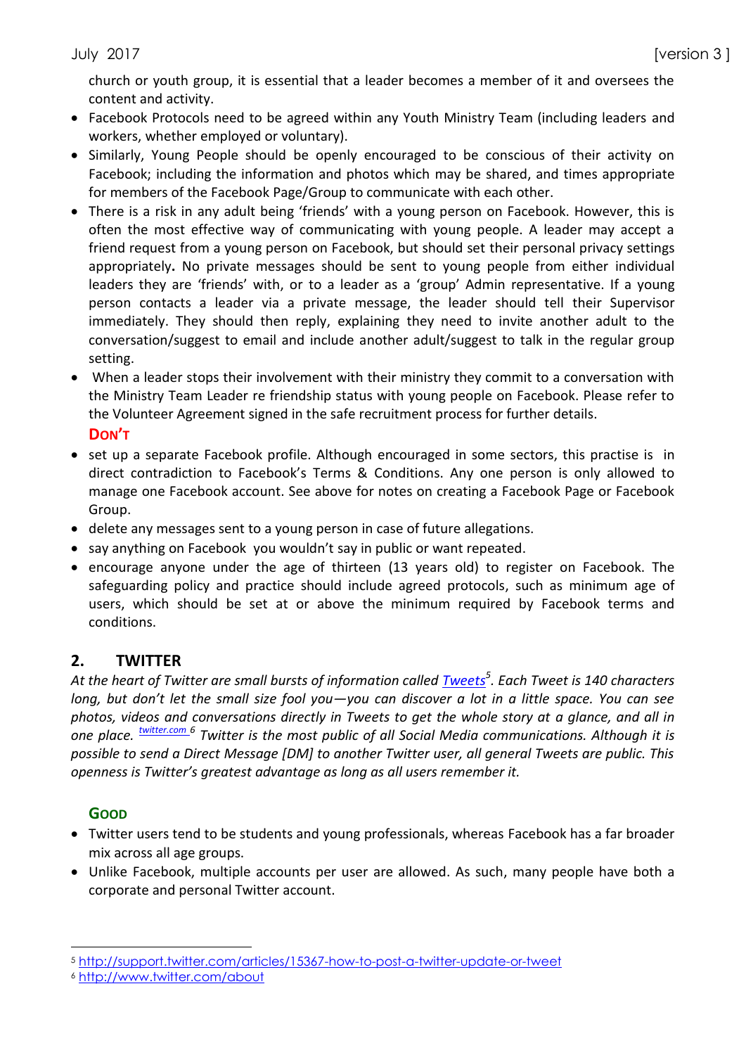church or youth group, it is essential that a leader becomes a member of it and oversees the content and activity.

- Facebook Protocols need to be agreed within any Youth Ministry Team (including leaders and workers, whether employed or voluntary).
- Similarly, Young People should be openly encouraged to be conscious of their activity on Facebook; including the information and photos which may be shared, and times appropriate for members of the Facebook Page/Group to communicate with each other.
- There is a risk in any adult being 'friends' with a young person on Facebook. However, this is often the most effective way of communicating with young people. A leader may accept a friend request from a young person on Facebook, but should set their personal privacy settings appropriately**.** No private messages should be sent to young people from either individual leaders they are 'friends' with, or to a leader as a 'group' Admin representative. If a young person contacts a leader via a private message, the leader should tell their Supervisor immediately. They should then reply, explaining they need to invite another adult to the conversation/suggest to email and include another adult/suggest to talk in the regular group setting.
- When a leader stops their involvement with their ministry they commit to a conversation with the Ministry Team Leader re friendship status with young people on Facebook. Please refer to the Volunteer Agreement signed in the safe recruitment process for further details.

**DON'T**

- set up a separate Facebook profile. Although encouraged in some sectors, this practise is in direct contradiction to Facebook's Terms & Conditions. Any one person is only allowed to manage one Facebook account. See above for notes on creating a Facebook Page or Facebook Group.
- delete any messages sent to a young person in case of future allegations.
- say anything on Facebook you wouldn't say in public or want repeated.
- encourage anyone under the age of thirteen (13 years old) to register on Facebook. The safeguarding policy and practice should include agreed protocols, such as minimum age of users, which should be set at or above the minimum required by Facebook terms and conditions.

## 2. TWITTER

*At the heart of Twitter are small bursts of information called Tweets*[5]*. Each Tweet is 140 characters long, but don't let the small size fool you—you can discover a lot in a little space. You can see photos, videos and conversations directly in Tweets to get the whole story at a glance, and all in one place.* twitter.com[6] *Twitter is the most public of all Social Media communications. Although it is possible to send a Direct Message [DM] to another Twitter user, all general Tweets are public. This openness is Twitter's greatest advantage as long as all users remember it.*

**GOOD**

- Twitter users tend to be students and young professionals, whereas Facebook has a far broader mix across all age groups.
- Unlike Facebook, multiple accounts per user are allowed. As such, many people have both a corporate and personal Twitter account.

---

[5] http://support.twitter.com/articles/15367-how-to-post-a-twitter-update-or-tweet

[6] http://www.twitter.com/about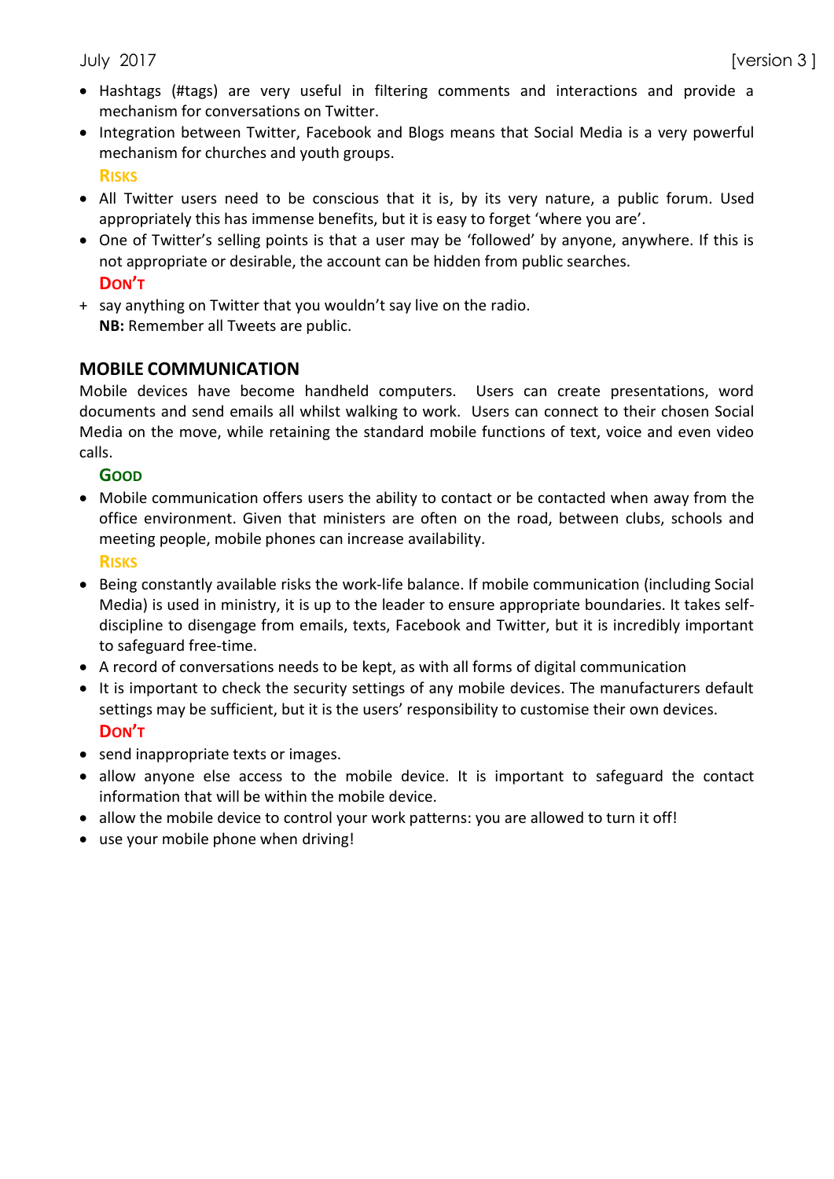- Hashtags (#tags) are very useful in filtering comments and interactions and provide a mechanism for conversations on Twitter.
- Integration between Twitter, Facebook and Blogs means that Social Media is a very powerful mechanism for churches and youth groups.

**RISKS**

- All Twitter users need to be conscious that it is, by its very nature, a public forum. Used appropriately this has immense benefits, but it is easy to forget 'where you are'.
- One of Twitter's selling points is that a user may be 'followed' by anyone, anywhere. If this is not appropriate or desirable, the account can be hidden from public searches.

**DON'T**

+ say anything on Twitter that you wouldn't say live on the radio.
  **NB:** Remember all Tweets are public.

## MOBILE COMMUNICATION

Mobile devices have become handheld computers. Users can create presentations, word documents and send emails all whilst walking to work. Users can connect to their chosen Social Media on the move, while retaining the standard mobile functions of text, voice and even video calls.

**GOOD**

- Mobile communication offers users the ability to contact or be contacted when away from the office environment. Given that ministers are often on the road, between clubs, schools and meeting people, mobile phones can increase availability.

**RISKS**

- Being constantly available risks the work-life balance. If mobile communication (including Social Media) is used in ministry, it is up to the leader to ensure appropriate boundaries. It takes self-discipline to disengage from emails, texts, Facebook and Twitter, but it is incredibly important to safeguard free-time.
- A record of conversations needs to be kept, as with all forms of digital communication
- It is important to check the security settings of any mobile devices. The manufacturers default settings may be sufficient, but it is the users' responsibility to customise their own devices.

**DON'T**

- send inappropriate texts or images.
- allow anyone else access to the mobile device. It is important to safeguard the contact information that will be within the mobile device.
- allow the mobile device to control your work patterns: you are allowed to turn it off!
- use your mobile phone when driving!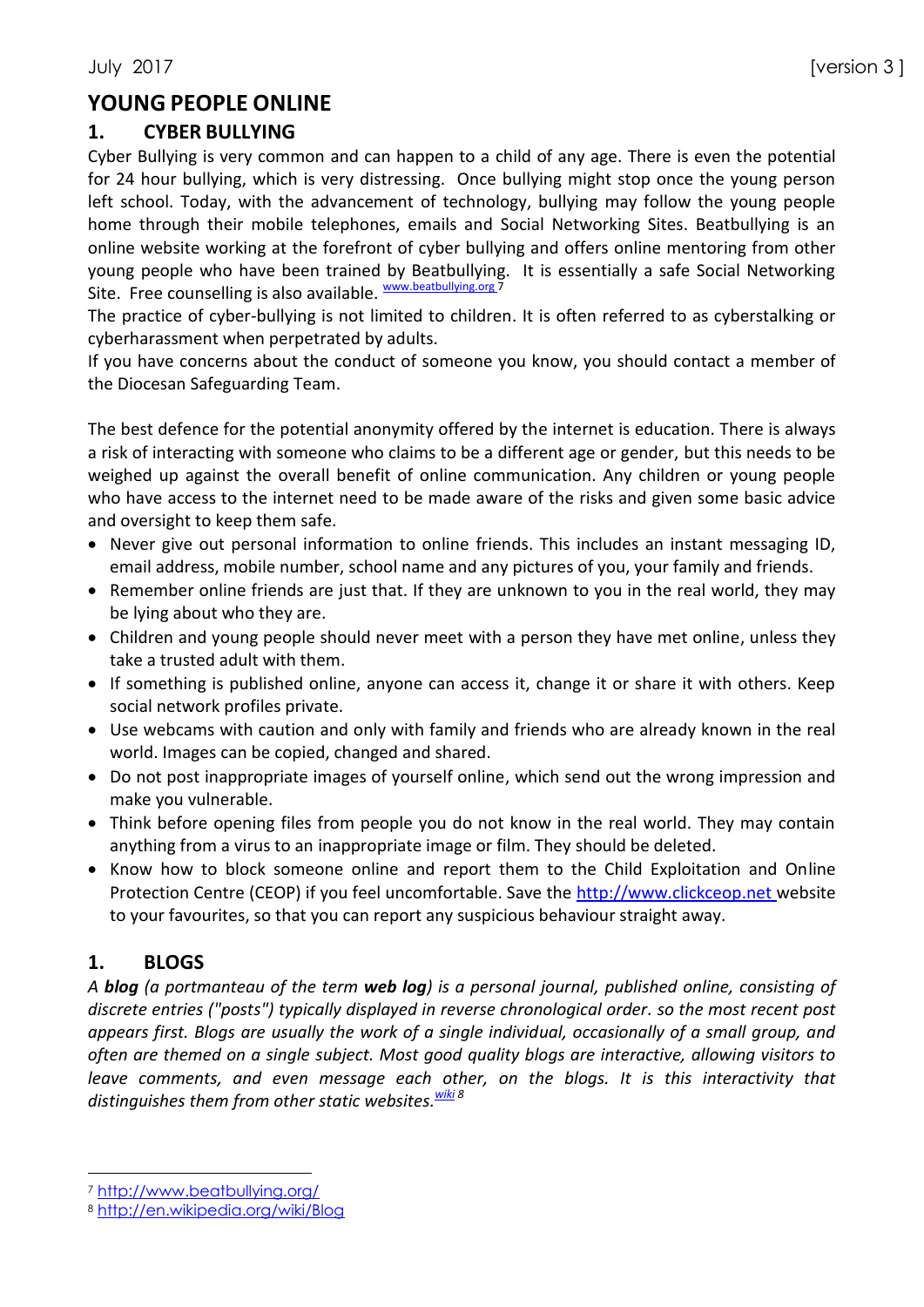July 2017 [version 3 ]

# YOUNG PEOPLE ONLINE

## 1. CYBER BULLYING

Cyber Bullying is very common and can happen to a child of any age. There is even the potential for 24 hour bullying, which is very distressing. Once bullying might stop once the young person left school. Today, with the advancement of technology, bullying may follow the young people home through their mobile telephones, emails and Social Networking Sites. Beatbullying is an online website working at the forefront of cyber bullying and offers online mentoring from other young people who have been trained by Beatbullying. It is essentially a safe Social Networking Site. Free counselling is also available. www.beatbullying.org [7]

The practice of cyber-bullying is not limited to children. It is often referred to as cyberstalking or cyberharassment when perpetrated by adults.

If you have concerns about the conduct of someone you know, you should contact a member of the Diocesan Safeguarding Team.

The best defence for the potential anonymity offered by the internet is education. There is always a risk of interacting with someone who claims to be a different age or gender, but this needs to be weighed up against the overall benefit of online communication. Any children or young people who have access to the internet need to be made aware of the risks and given some basic advice and oversight to keep them safe.

- Never give out personal information to online friends. This includes an instant messaging ID, email address, mobile number, school name and any pictures of you, your family and friends.
- Remember online friends are just that. If they are unknown to you in the real world, they may be lying about who they are.
- Children and young people should never meet with a person they have met online, unless they take a trusted adult with them.
- If something is published online, anyone can access it, change it or share it with others. Keep social network profiles private.
- Use webcams with caution and only with family and friends who are already known in the real world. Images can be copied, changed and shared.
- Do not post inappropriate images of yourself online, which send out the wrong impression and make you vulnerable.
- Think before opening files from people you do not know in the real world. They may contain anything from a virus to an inappropriate image or film. They should be deleted.
- Know how to block someone online and report them to the Child Exploitation and Online Protection Centre (CEOP) if you feel uncomfortable. Save the http://www.clickceop.net website to your favourites, so that you can report any suspicious behaviour straight away.

## 1. BLOGS

*A **blog** (a portmanteau of the term **web log**) is a personal journal, published online, consisting of discrete entries ("posts") typically displayed in reverse chronological order. so the most recent post appears first. Blogs are usually the work of a single individual, occasionally of a small group, and often are themed on a single subject. Most good quality blogs are interactive, allowing visitors to leave comments, and even message each other, on the blogs. It is this interactivity that distinguishes them from other static websites.* *wiki* [8]

---

[7] http://www.beatbullying.org/

[8] http://en.wikipedia.org/wiki/Blog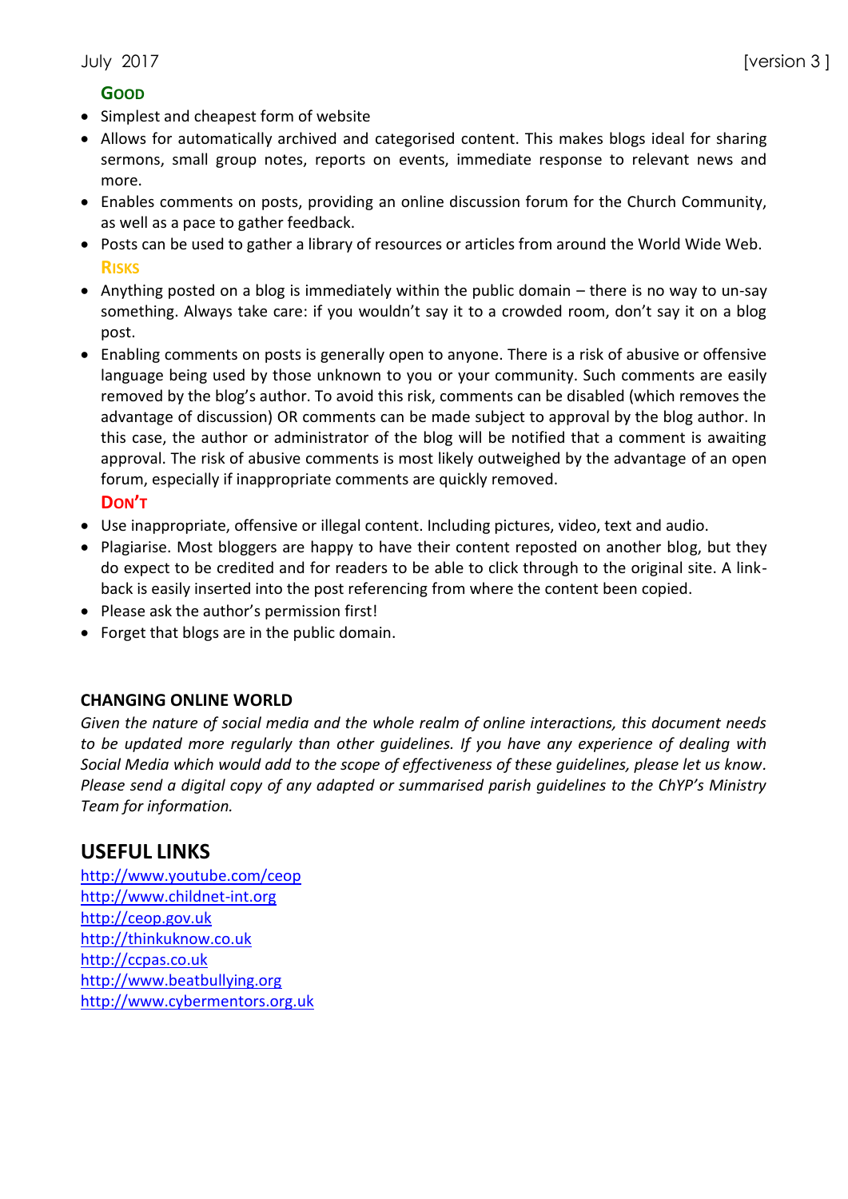#### Good

- Simplest and cheapest form of website
- Allows for automatically archived and categorised content. This makes blogs ideal for sharing sermons, small group notes, reports on events, immediate response to relevant news and more.
- Enables comments on posts, providing an online discussion forum for the Church Community, as well as a pace to gather feedback.
- Posts can be used to gather a library of resources or articles from around the World Wide Web.

#### Risks

- Anything posted on a blog is immediately within the public domain – there is no way to un-say something. Always take care: if you wouldn't say it to a crowded room, don't say it on a blog post.
- Enabling comments on posts is generally open to anyone. There is a risk of abusive or offensive language being used by those unknown to you or your community. Such comments are easily removed by the blog's author. To avoid this risk, comments can be disabled (which removes the advantage of discussion) OR comments can be made subject to approval by the blog author. In this case, the author or administrator of the blog will be notified that a comment is awaiting approval. The risk of abusive comments is most likely outweighed by the advantage of an open forum, especially if inappropriate comments are quickly removed.

#### Don't

- Use inappropriate, offensive or illegal content. Including pictures, video, text and audio.
- Plagiarise. Most bloggers are happy to have their content reposted on another blog, but they do expect to be credited and for readers to be able to click through to the original site. A link-back is easily inserted into the post referencing from where the content been copied.
- Please ask the author's permission first!
- Forget that blogs are in the public domain.

### CHANGING ONLINE WORLD

*Given the nature of social media and the whole realm of online interactions, this document needs to be updated more regularly than other guidelines. If you have any experience of dealing with Social Media which would add to the scope of effectiveness of these guidelines, please let us know. Please send a digital copy of any adapted or summarised parish guidelines to the ChYP's Ministry Team for information.*

## USEFUL LINKS

http://www.youtube.com/ceop
http://www.childnet-int.org
http://ceop.gov.uk
http://thinkuknow.co.uk
http://ccpas.co.uk
http://www.beatbullying.org
http://www.cybermentors.org.uk